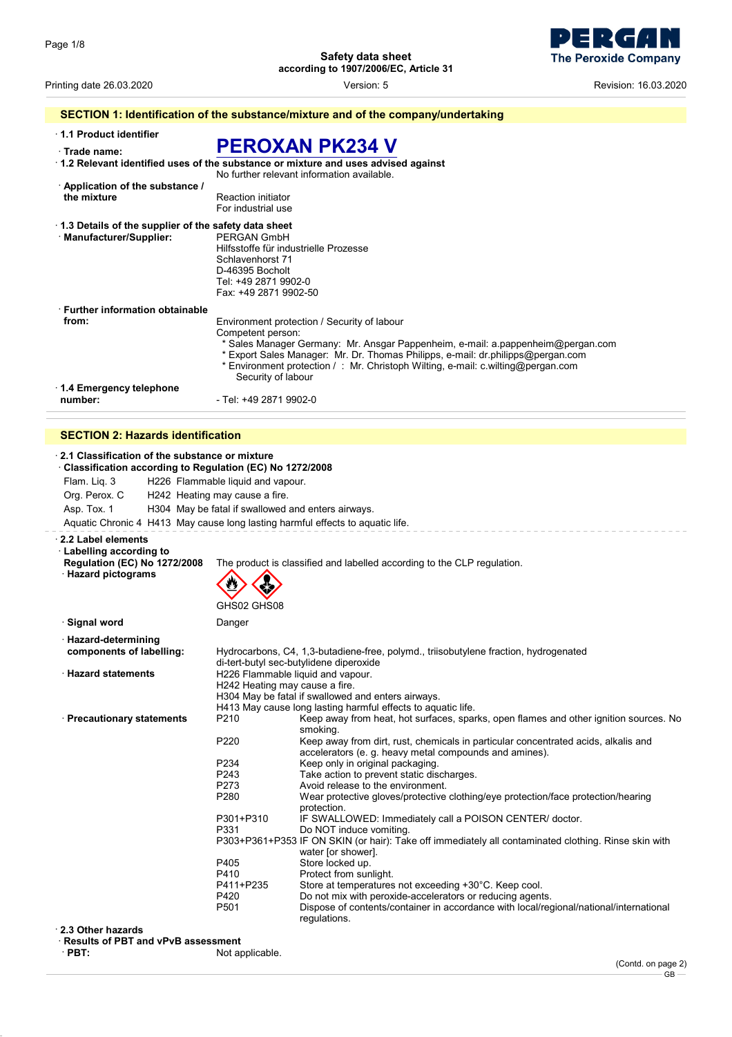# Safety data sheet
according to 1907/2006/EC, Article 31

Printing date 26.03.2020 | Version: 5 | Revision: 16.03.2020

## SECTION 1: Identification of the substance/mixture and of the company/undertaking

· **1.1 Product identifier**

· **Trade name:** **PEROXAN PK234 V**

· **1.2 Relevant identified uses of the substance or mixture and uses advised against**
No further relevant information available.

· **Application of the substance / the mixture**
Reaction initiator
For industrial use

· **1.3 Details of the supplier of the safety data sheet**

· **Manufacturer/Supplier:**
PERGAN GmbH
Hilfsstoffe für industrielle Prozesse
Schlavenhorst 71
D-46395 Bocholt
Tel: +49 2871 9902-0
Fax: +49 2871 9902-50

· **Further information obtainable from:**
Environment protection / Security of labour
Competent person:
* Sales Manager Germany: Mr. Ansgar Pappenheim, e-mail: a.pappenheim@pergan.com
* Export Sales Manager: Mr. Dr. Thomas Philipps, e-mail: dr.philipps@pergan.com
* Environment protection / Security of labour : Mr. Christoph Wilting, e-mail: c.wilting@pergan.com

· **1.4 Emergency telephone number:**
- Tel: +49 2871 9902-0

## SECTION 2: Hazards identification

· **2.1 Classification of the substance or mixture**

· **Classification according to Regulation (EC) No 1272/2008**

Flam. Liq. 3 H226 Flammable liquid and vapour.

Org. Perox. C H242 Heating may cause a fire.

Asp. Tox. 1 H304 May be fatal if swallowed and enters airways.

Aquatic Chronic 4 H413 May cause long lasting harmful effects to aquatic life.

· **2.2 Label elements**

· **Labelling according to Regulation (EC) No 1272/2008**
The product is classified and labelled according to the CLP regulation.

· **Hazard pictograms**
GHS02 GHS08

· **Signal word**
Danger

· **Hazard-determining components of labelling:**
Hydrocarbons, C4, 1,3-butadiene-free, polymd., triisobutylene fraction, hydrogenated
di-tert-butyl sec-butylidene diperoxide

· **Hazard statements**
H226 Flammable liquid and vapour.
H242 Heating may cause a fire.
H304 May be fatal if swallowed and enters airways.
H413 May cause long lasting harmful effects to aquatic life.

· **Precautionary statements**

| | |
|---|---|
| P210 | Keep away from heat, hot surfaces, sparks, open flames and other ignition sources. No smoking. |
| P220 | Keep away from dirt, rust, chemicals in particular concentrated acids, alkalis and accelerators (e. g. heavy metal compounds and amines). |
| P234 | Keep only in original packaging. |
| P243 | Take action to prevent static discharges. |
| P273 | Avoid release to the environment. |
| P280 | Wear protective gloves/protective clothing/eye protection/face protection/hearing protection. |
| P301+P310 | IF SWALLOWED: Immediately call a POISON CENTER/ doctor. |
| P331 | Do NOT induce vomiting. |
| P303+P361+P353 | IF ON SKIN (or hair): Take off immediately all contaminated clothing. Rinse skin with water [or shower]. |
| P405 | Store locked up. |
| P410 | Protect from sunlight. |
| P411+P235 | Store at temperatures not exceeding +30°C. Keep cool. |
| P420 | Do not mix with peroxide-accelerators or reducing agents. |
| P501 | Dispose of contents/container in accordance with local/regional/national/international regulations. |

· **2.3 Other hazards**

· **Results of PBT and vPvB assessment**

· **PBT:** Not applicable.

(Contd. on page 2)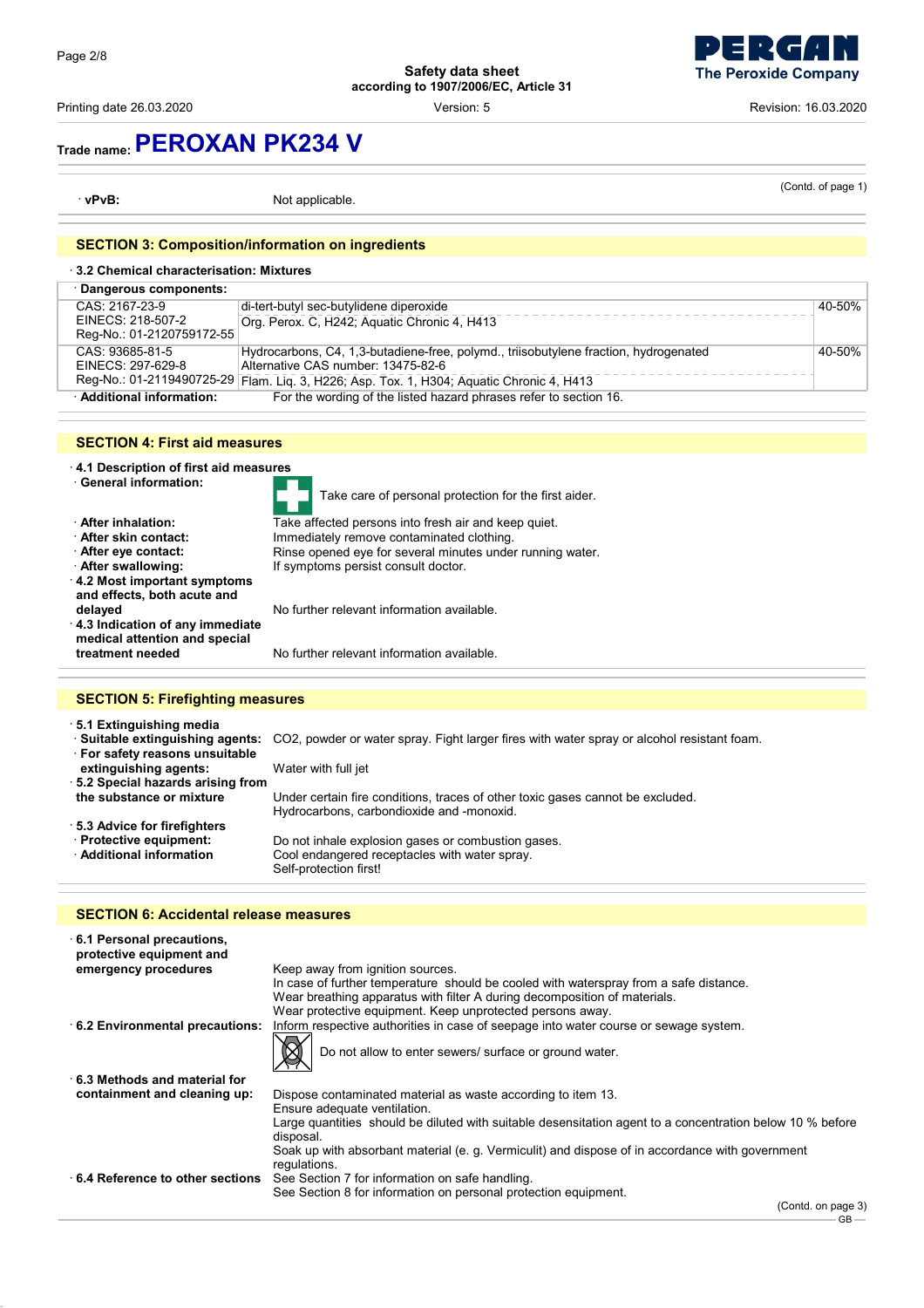# Trade name: PEROXAN PK234 V

(Contd. of page 1)

· **vPvB:** Not applicable.

## SECTION 3: Composition/information on ingredients

· **3.2 Chemical characterisation: Mixtures**

· **Dangerous components:**

| | | |
|---|---|---|
| CAS: 2167-23-9<br>EINECS: 218-507-2<br>Reg-No.: 01-2120759172-55 | di-tert-butyl sec-butylidene diperoxide<br>Org. Perox. C, H242; Aquatic Chronic 4, H413 | 40-50% |
| CAS: 93685-81-5<br>EINECS: 297-629-8<br>Reg-No.: 01-2119490725-29 | Hydrocarbons, C4, 1,3-butadiene-free, polymd., triisobutylene fraction, hydrogenated<br>Alternative CAS number: 13475-82-6<br>Flam. Liq. 3, H226; Asp. Tox. 1, H304; Aquatic Chronic 4, H413 | 40-50% |

· **Additional information:** For the wording of the listed hazard phrases refer to section 16.

## SECTION 4: First aid measures

· **4.1 Description of first aid measures**

· **General information:** Take care of personal protection for the first aider.

· **After inhalation:** Take affected persons into fresh air and keep quiet.

· **After skin contact:** Immediately remove contaminated clothing.

· **After eye contact:** Rinse opened eye for several minutes under running water.

· **After swallowing:** If symptoms persist consult doctor.

· **4.2 Most important symptoms and effects, both acute and delayed** No further relevant information available.

· **4.3 Indication of any immediate medical attention and special treatment needed** No further relevant information available.

## SECTION 5: Firefighting measures

· **5.1 Extinguishing media**

· **Suitable extinguishing agents:** CO2, powder or water spray. Fight larger fires with water spray or alcohol resistant foam.

· **For safety reasons unsuitable extinguishing agents:** Water with full jet

· **5.2 Special hazards arising from the substance or mixture** Under certain fire conditions, traces of other toxic gases cannot be excluded. Hydrocarbons, carbondioxide and -monoxid.

· **5.3 Advice for firefighters**

· **Protective equipment:** Do not inhale explosion gases or combustion gases.

· **Additional information** Cool endangered receptacles with water spray. Self-protection first!

## SECTION 6: Accidental release measures

· **6.1 Personal precautions, protective equipment and emergency procedures** Keep away from ignition sources.
In case of further temperature should be cooled with waterspray from a safe distance.
Wear breathing apparatus with filter A during decomposition of materials.
Wear protective equipment. Keep unprotected persons away.

· **6.2 Environmental precautions:** Inform respective authorities in case of seepage into water course or sewage system.
Do not allow to enter sewers/ surface or ground water.

· **6.3 Methods and material for containment and cleaning up:** Dispose contaminated material as waste according to item 13.
Ensure adequate ventilation.
Large quantities should be diluted with suitable desensitation agent to a concentration below 10 % before disposal.
Soak up with absorbant material (e. g. Vermiculit) and dispose of in accordance with government regulations.

· **6.4 Reference to other sections** See Section 7 for information on safe handling.
See Section 8 for information on personal protection equipment.

(Contd. on page 3)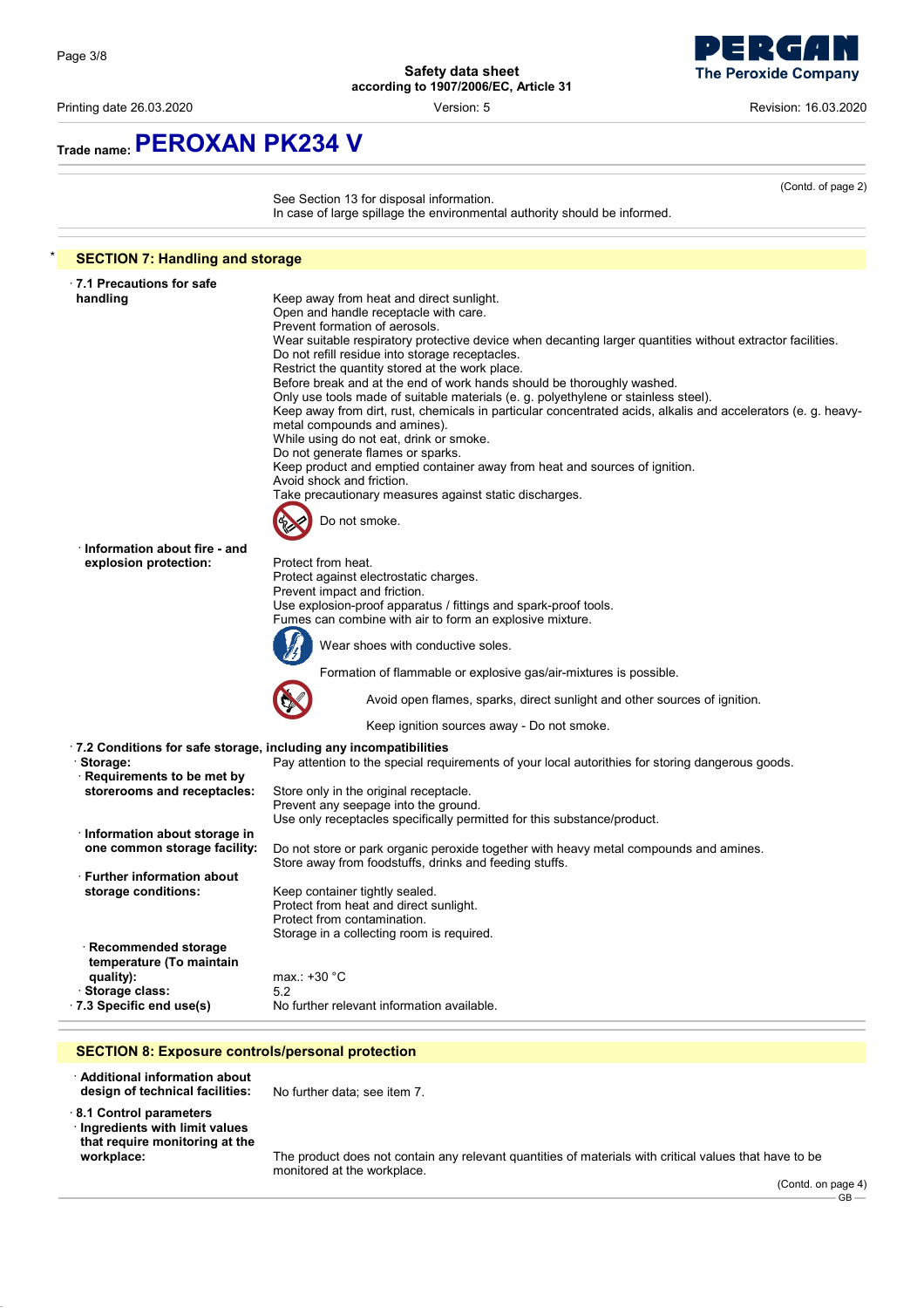# Trade name: PEROXAN PK234 V

(Contd. of page 2)

See Section 13 for disposal information.
In case of large spillage the environmental authority should be informed.

## * SECTION 7: Handling and storage

**· 7.1 Precautions for safe handling**

Keep away from heat and direct sunlight.
Open and handle receptacle with care.
Prevent formation of aerosols.
Wear suitable respiratory protective device when decanting larger quantities without extractor facilities.
Do not refill residue into storage receptacles.
Restrict the quantity stored at the work place.
Before break and at the end of work hands should be thoroughly washed.
Only use tools made of suitable materials (e. g. polyethylene or stainless steel).
Keep away from dirt, rust, chemicals in particular concentrated acids, alkalis and accelerators (e. g. heavy-metal compounds and amines).
While using do not eat, drink or smoke.
Do not generate flames or sparks.
Keep product and emptied container away from heat and sources of ignition.
Avoid shock and friction.
Take precautionary measures against static discharges.

Do not smoke.

**· Information about fire - and explosion protection:**

Protect from heat.
Protect against electrostatic charges.
Prevent impact and friction.
Use explosion-proof apparatus / fittings and spark-proof tools.
Fumes can combine with air to form an explosive mixture.

Wear shoes with conductive soles.

Formation of flammable or explosive gas/air-mixtures is possible.

Avoid open flames, sparks, direct sunlight and other sources of ignition.

Keep ignition sources away - Do not smoke.

**· 7.2 Conditions for safe storage, including any incompatibilities**

**· Storage:** Pay attention to the special requirements of your local autorithies for storing dangerous goods.

**· Requirements to be met by storerooms and receptacles:**

Store only in the original receptacle.
Prevent any seepage into the ground.
Use only receptacles specifically permitted for this substance/product.

**· Information about storage in one common storage facility:**

Do not store or park organic peroxide together with heavy metal compounds and amines.
Store away from foodstuffs, drinks and feeding stuffs.

**· Further information about storage conditions:**

Keep container tightly sealed.
Protect from heat and direct sunlight.
Protect from contamination.
Storage in a collecting room is required.

**· Recommended storage temperature (To maintain quality):** max.: +30 °C

**· Storage class:** 5.2

**· 7.3 Specific end use(s)** No further relevant information available.

## SECTION 8: Exposure controls/personal protection

**· Additional information about design of technical facilities:** No further data; see item 7.

**· 8.1 Control parameters**

**· Ingredients with limit values that require monitoring at the workplace:**

The product does not contain any relevant quantities of materials with critical values that have to be monitored at the workplace.

(Contd. on page 4)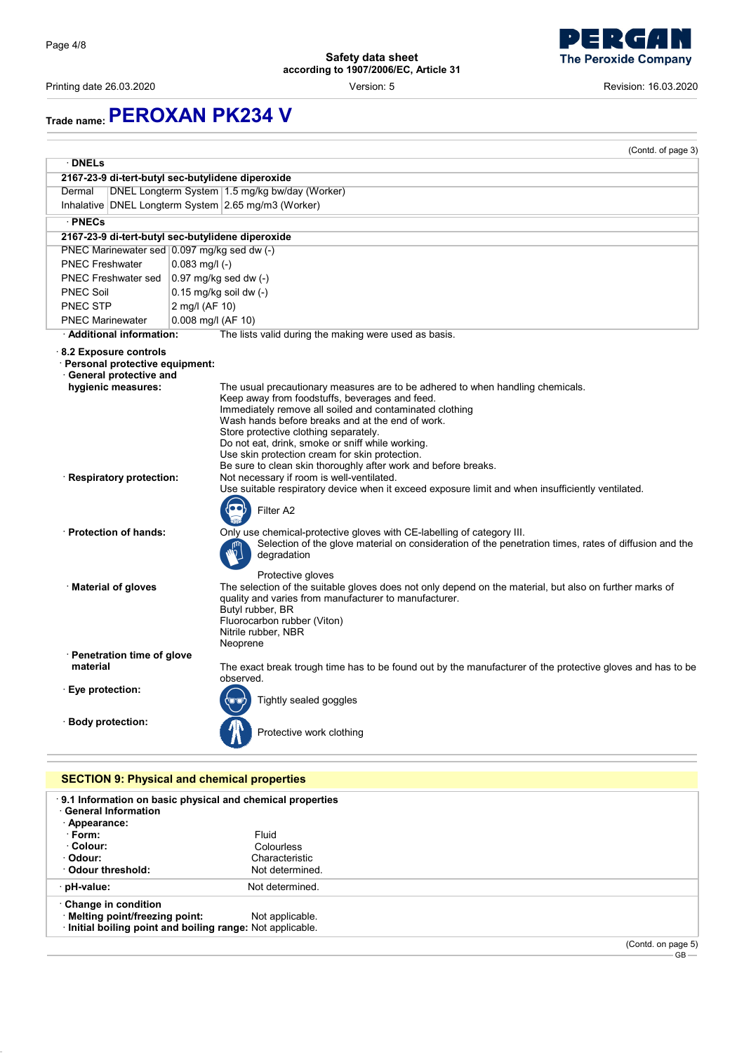# Trade name: PEROXAN PK234 V

(Contd. of page 3)

· **DNELs**

| 2167-23-9 di-tert-butyl sec-butylidene diperoxide | | |
|---|---|---|
| Dermal | DNEL Longterm System | 1.5 mg/kg bw/day (Worker) |
| Inhalative | DNEL Longterm System | 2.65 mg/m3 (Worker) |

· **PNECs**

| 2167-23-9 di-tert-butyl sec-butylidene diperoxide | |
|---|---|
| PNEC Marinewater sed | 0.097 mg/kg sed dw (-) |
| PNEC Freshwater | 0.083 mg/l (-) |
| PNEC Freshwater sed | 0.97 mg/kg sed dw (-) |
| PNEC Soil | 0.15 mg/kg soil dw (-) |
| PNEC STP | 2 mg/l (AF 10) |
| PNEC Marinewater | 0.008 mg/l (AF 10) |

· **Additional information:** The lists valid during the making were used as basis.

· **8.2 Exposure controls**

· **Personal protective equipment:**

· **General protective and hygienic measures:**
The usual precautionary measures are to be adhered to when handling chemicals.
Keep away from foodstuffs, beverages and feed.
Immediately remove all soiled and contaminated clothing
Wash hands before breaks and at the end of work.
Store protective clothing separately.
Do not eat, drink, smoke or sniff while working.
Use skin protection cream for skin protection.
Be sure to clean skin thoroughly after work and before breaks.

· **Respiratory protection:** Not necessary if room is well-ventilated.
Use suitable respiratory device when it exceed exposure limit and when insufficiently ventilated.

Filter A2

· **Protection of hands:** Only use chemical-protective gloves with CE-labelling of category III.
Selection of the glove material on consideration of the penetration times, rates of diffusion and the degradation

Protective gloves

· **Material of gloves** The selection of the suitable gloves does not only depend on the material, but also on further marks of quality and varies from manufacturer to manufacturer.
Butyl rubber, BR
Fluorocarbon rubber (Viton)
Nitrile rubber, NBR
Neoprene

· **Penetration time of glove material**
The exact break trough time has to be found out by the manufacturer of the protective gloves and has to be observed.

· **Eye protection:** Tightly sealed goggles

· **Body protection:** Protective work clothing

## SECTION 9: Physical and chemical properties

· **9.1 Information on basic physical and chemical properties**

· **General Information**

· **Appearance:**

· **Form:** Fluid

· **Colour:** Colourless

· **Odour:** Characteristic

· **Odour threshold:** Not determined.

· **pH-value:** Not determined.

· **Change in condition**

· **Melting point/freezing point:** Not applicable.

· **Initial boiling point and boiling range:** Not applicable.

(Contd. on page 5)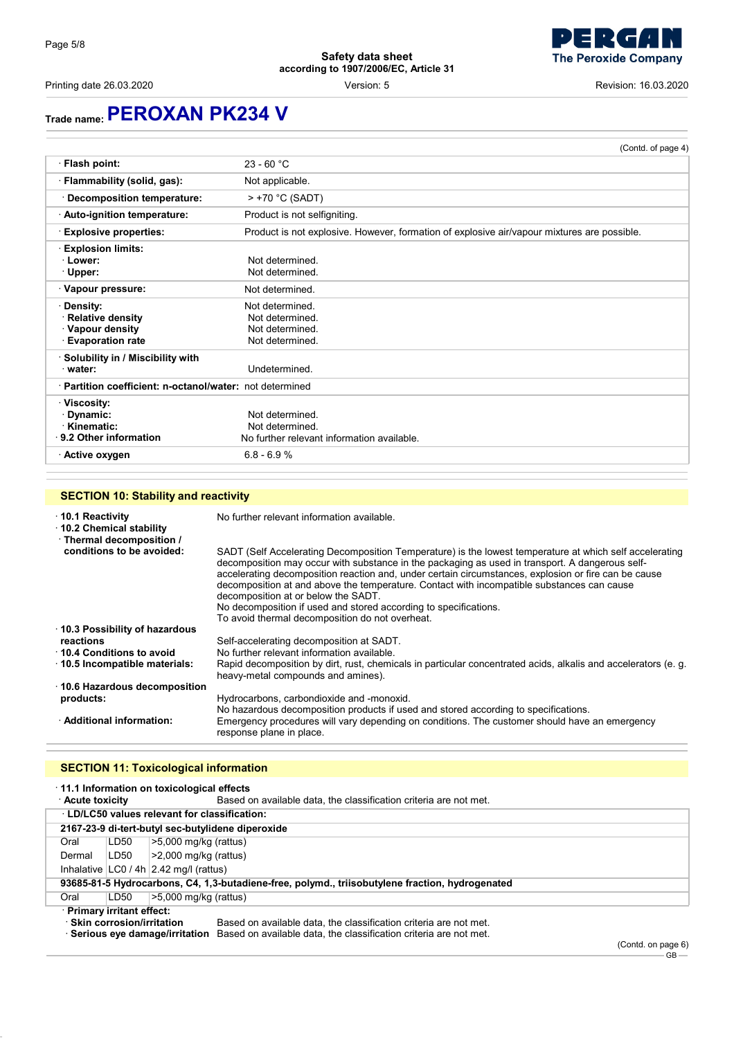## Trade name: PEROXAN PK234 V

(Contd. of page 4)

| | |
|---|---|
| · **Flash point:** | 23 - 60 °C |
| · **Flammability (solid, gas):** | Not applicable. |
| · **Decomposition temperature:** | > +70 °C (SADT) |
| · **Auto-ignition temperature:** | Product is not selfigniting. |
| · **Explosive properties:** | Product is not explosive. However, formation of explosive air/vapour mixtures are possible. |
| · **Explosion limits:** | |
| · **Lower:** | Not determined. |
| · **Upper:** | Not determined. |
| · **Vapour pressure:** | Not determined. |
| · **Density:** | Not determined. |
| · **Relative density** | Not determined. |
| · **Vapour density** | Not determined. |
| · **Evaporation rate** | Not determined. |
| · **Solubility in / Miscibility with** | |
| · **water:** | Undetermined. |
| · **Partition coefficient: n-octanol/water:** | not determined |
| · **Viscosity:** | |
| · **Dynamic:** | Not determined. |
| · **Kinematic:** | Not determined. |
| · **9.2 Other information** | No further relevant information available. |
| · **Active oxygen** | 6.8 - 6.9 % |

## SECTION 10: Stability and reactivity

· **10.1 Reactivity** No further relevant information available.

· **10.2 Chemical stability**

· **Thermal decomposition / conditions to be avoided:** SADT (Self Accelerating Decomposition Temperature) is the lowest temperature at which self accelerating decomposition may occur with substance in the packaging as used in transport. A dangerous self-accelerating decomposition reaction and, under certain circumstances, explosion or fire can be cause decomposition at and above the temperature. Contact with incompatible substances can cause decomposition at or below the SADT.
No decomposition if used and stored according to specifications.
To avoid thermal decomposition do not overheat.

· **10.3 Possibility of hazardous reactions** Self-accelerating decomposition at SADT.

· **10.4 Conditions to avoid** No further relevant information available.

· **10.5 Incompatible materials:** Rapid decomposition by dirt, rust, chemicals in particular concentrated acids, alkalis and accelerators (e. g. heavy-metal compounds and amines).

· **10.6 Hazardous decomposition products:** Hydrocarbons, carbondioxide and -monoxid.
No hazardous decomposition products if used and stored according to specifications.

· **Additional information:** Emergency procedures will vary depending on conditions. The customer should have an emergency response plane in place.

## SECTION 11: Toxicological information

· **11.1 Information on toxicological effects**

· **Acute toxicity** Based on available data, the classification criteria are not met.

| · **LD/LC50 values relevant for classification:** | | |
|---|---|---|
| **2167-23-9 di-tert-butyl sec-butylidene diperoxide** | | |
| Oral | LD50 | >5,000 mg/kg (rattus) |
| Dermal | LD50 | >2,000 mg/kg (rattus) |
| Inhalative | LC0 / 4h | 2.42 mg/l (rattus) |
| **93685-81-5 Hydrocarbons, C4, 1,3-butadiene-free, polymd., triisobutylene fraction, hydrogenated** | | |
| Oral | LD50 | >5,000 mg/kg (rattus) |

· **Primary irritant effect:**

· **Skin corrosion/irritation** Based on available data, the classification criteria are not met.

· **Serious eye damage/irritation** Based on available data, the classification criteria are not met.

(Contd. on page 6)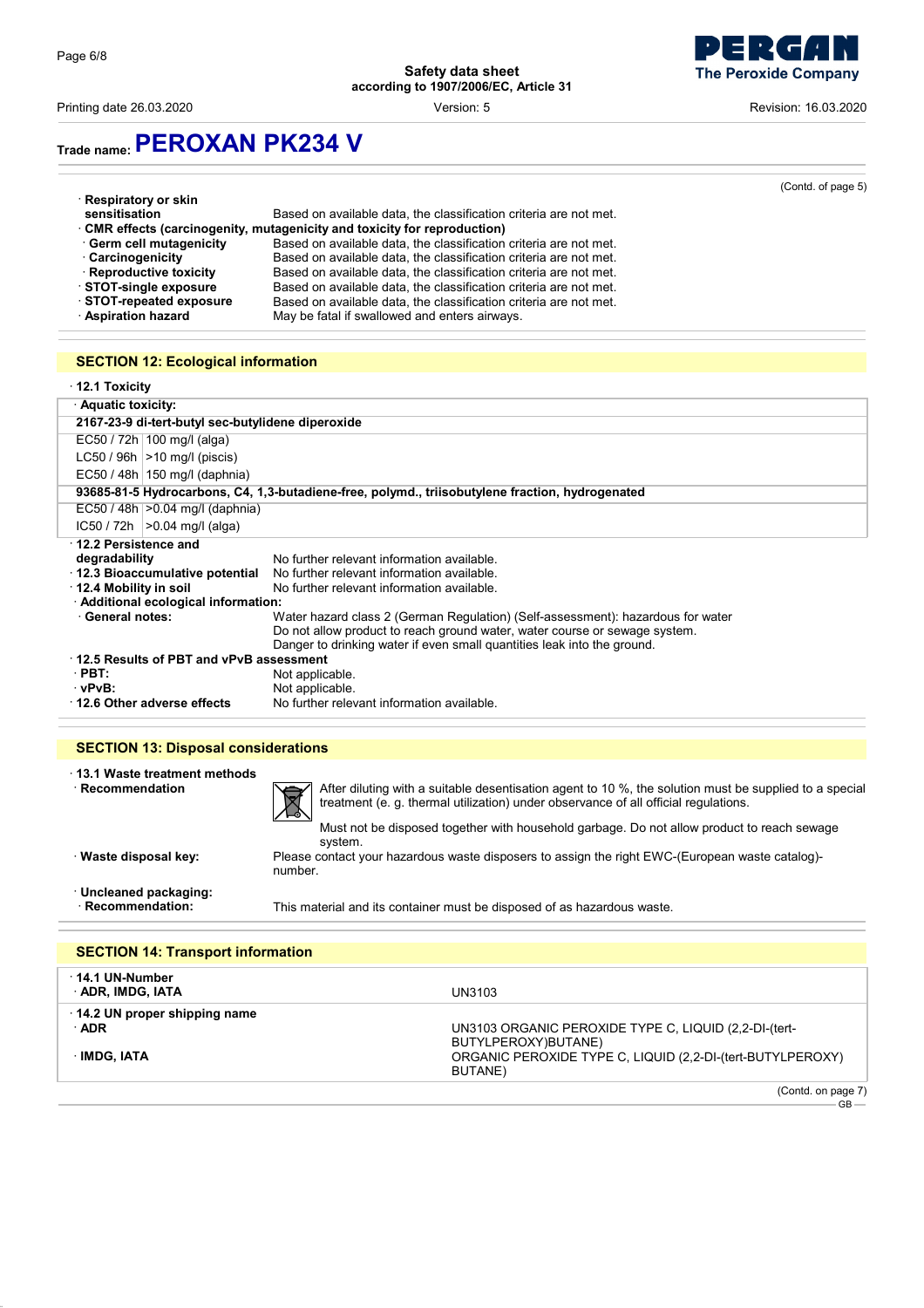(Contd. of page 5)

· **Respiratory or skin sensitisation** Based on available data, the classification criteria are not met.

· **CMR effects (carcinogenity, mutagenicity and toxicity for reproduction)**

· **Germ cell mutagenicity** Based on available data, the classification criteria are not met.
· **Carcinogenicity** Based on available data, the classification criteria are not met.
· **Reproductive toxicity** Based on available data, the classification criteria are not met.
· **STOT-single exposure** Based on available data, the classification criteria are not met.
· **STOT-repeated exposure** Based on available data, the classification criteria are not met.
· **Aspiration hazard** May be fatal if swallowed and enters airways.

## SECTION 12: Ecological information

· **12.1 Toxicity**

| · **Aquatic toxicity:** | |
|---|---|
| **2167-23-9 di-tert-butyl sec-butylidene diperoxide** | |
| EC50 / 72h | 100 mg/l (alga) |
| LC50 / 96h | >10 mg/l (piscis) |
| EC50 / 48h | 150 mg/l (daphnia) |
| **93685-81-5 Hydrocarbons, C4, 1,3-butadiene-free, polymd., triisobutylene fraction, hydrogenated** | |
| EC50 / 48h | >0.04 mg/l (daphnia) |
| IC50 / 72h | >0.04 mg/l (alga) |

· **12.2 Persistence and degradability** No further relevant information available.
· **12.3 Bioaccumulative potential** No further relevant information available.
· **12.4 Mobility in soil** No further relevant information available.
· **Additional ecological information:**
· **General notes:** Water hazard class 2 (German Regulation) (Self-assessment): hazardous for water
Do not allow product to reach ground water, water course or sewage system.
Danger to drinking water if even small quantities leak into the ground.
· **12.5 Results of PBT and vPvB assessment**
· **PBT:** Not applicable.
· **vPvB:** Not applicable.
· **12.6 Other adverse effects** No further relevant information available.

## SECTION 13: Disposal considerations

· **13.1 Waste treatment methods**
· **Recommendation** After diluting with a suitable desentisation agent to 10 %, the solution must be supplied to a special treatment (e. g. thermal utilization) under observance of all official regulations.

Must not be disposed together with household garbage. Do not allow product to reach sewage system.

· **Waste disposal key:** Please contact your hazardous waste disposers to assign the right EWC-(European waste catalog)-number.

· **Uncleaned packaging:**
· **Recommendation:** This material and its container must be disposed of as hazardous waste.

## SECTION 14: Transport information

| | |
|---|---|
| · **14.1 UN-Number**<br>· **ADR, IMDG, IATA** | UN3103 |
| · **14.2 UN proper shipping name**<br>· **ADR** | UN3103 ORGANIC PEROXIDE TYPE C, LIQUID (2,2-DI-(tert-BUTYLPEROXY)BUTANE) |
| · **IMDG, IATA** | ORGANIC PEROXIDE TYPE C, LIQUID (2,2-DI-(tert-BUTYLPEROXY) BUTANE) |

(Contd. on page 7)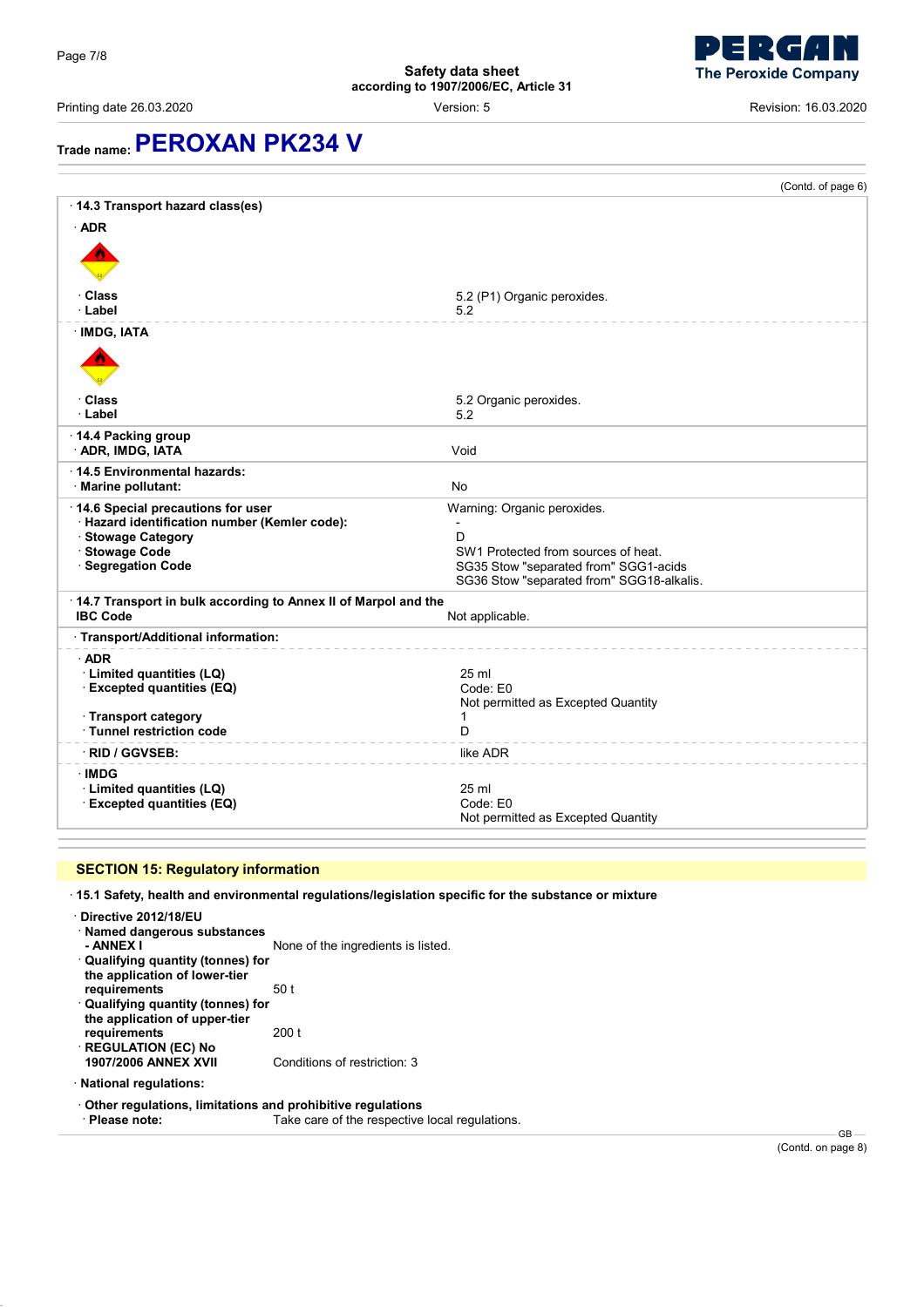Trade name: **PEROXAN PK234 V**

(Contd. of page 6)

| | |
|---|---|
| **· 14.3 Transport hazard class(es)** | |
| **· ADR** | |
| **· Class** | 5.2 (P1) Organic peroxides. |
| **· Label** | 5.2 |
| **· IMDG, IATA** | |
| **· Class** | 5.2 Organic peroxides. |
| **· Label** | 5.2 |
| **· 14.4 Packing group** | |
| **· ADR, IMDG, IATA** | Void |
| **· 14.5 Environmental hazards:** | |
| **· Marine pollutant:** | No |
| **· 14.6 Special precautions for user** | Warning: Organic peroxides. |
| **· Hazard identification number (Kemler code):** | - |
| **· Stowage Category** | D |
| **· Stowage Code** | SW1 Protected from sources of heat. |
| **· Segregation Code** | SG35 Stow "separated from" SGG1-acids<br>SG36 Stow "separated from" SGG18-alkalis. |
| **· 14.7 Transport in bulk according to Annex II of Marpol and the IBC Code** | Not applicable. |
| **· Transport/Additional information:** | |
| **· ADR** | |
| **· Limited quantities (LQ)** | 25 ml |
| **· Excepted quantities (EQ)** | Code: E0<br>Not permitted as Excepted Quantity |
| **· Transport category** | 1 |
| **· Tunnel restriction code** | D |
| **· RID / GGVSEB:** | like ADR |
| **· IMDG** | |
| **· Limited quantities (LQ)** | 25 ml |
| **· Excepted quantities (EQ)** | Code: E0<br>Not permitted as Excepted Quantity |

## SECTION 15: Regulatory information

**· 15.1 Safety, health and environmental regulations/legislation specific for the substance or mixture**

**· Directive 2012/18/EU**

| | |
|---|---|
| **· Named dangerous substances - ANNEX I** | None of the ingredients is listed. |
| **· Qualifying quantity (tonnes) for the application of lower-tier requirements** | 50 t |
| **· Qualifying quantity (tonnes) for the application of upper-tier requirements** | 200 t |
| **· REGULATION (EC) No 1907/2006 ANNEX XVII** | Conditions of restriction: 3 |

**· National regulations:**

**· Other regulations, limitations and prohibitive regulations**

**· Please note:** Take care of the respective local regulations.

GB

(Contd. on page 8)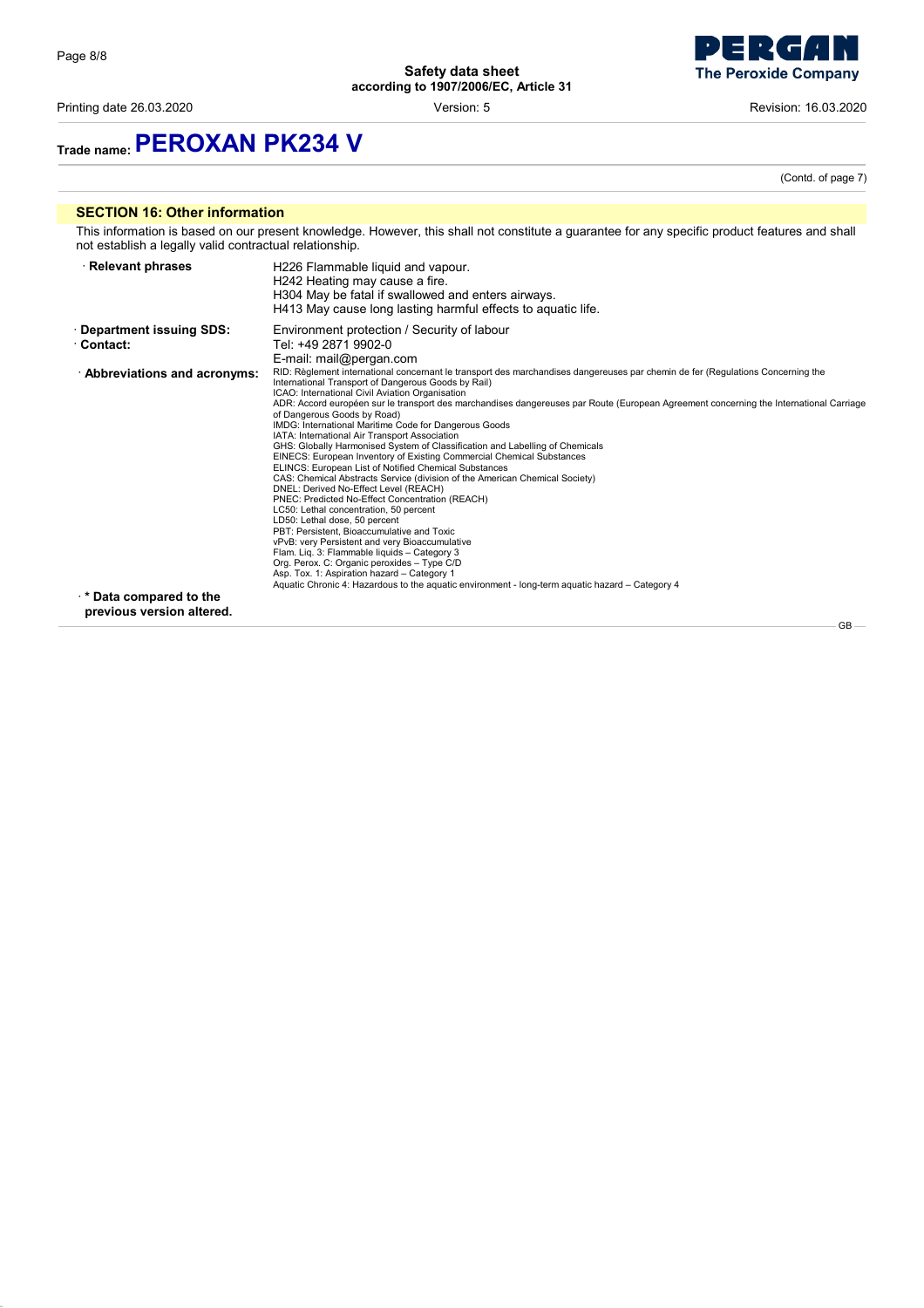# Trade name: PEROXAN PK234 V

(Contd. of page 7)

## SECTION 16: Other information

This information is based on our present knowledge. However, this shall not constitute a guarantee for any specific product features and shall not establish a legally valid contractual relationship.

· **Relevant phrases**

H226 Flammable liquid and vapour.
H242 Heating may cause a fire.
H304 May be fatal if swallowed and enters airways.
H413 May cause long lasting harmful effects to aquatic life.

· **Department issuing SDS:** Environment protection / Security of labour

· **Contact:** Tel: +49 2871 9902-0
E-mail: mail@pergan.com

· **Abbreviations and acronyms:**

RID: Règlement international concernant le transport des marchandises dangereuses par chemin de fer (Regulations Concerning the International Transport of Dangerous Goods by Rail)
ICAO: International Civil Aviation Organisation
ADR: Accord européen sur le transport des marchandises dangereuses par Route (European Agreement concerning the International Carriage of Dangerous Goods by Road)
IMDG: International Maritime Code for Dangerous Goods
IATA: International Air Transport Association
GHS: Globally Harmonised System of Classification and Labelling of Chemicals
EINECS: European Inventory of Existing Commercial Chemical Substances
ELINCS: European List of Notified Chemical Substances
CAS: Chemical Abstracts Service (division of the American Chemical Society)
DNEL: Derived No-Effect Level (REACH)
PNEC: Predicted No-Effect Concentration (REACH)
LC50: Lethal concentration, 50 percent
LD50: Lethal dose, 50 percent
PBT: Persistent, Bioaccumulative and Toxic
vPvB: very Persistent and very Bioaccumulative
Flam. Liq. 3: Flammable liquids – Category 3
Org. Perox. C: Organic peroxides – Type C/D
Asp. Tox. 1: Aspiration hazard – Category 1
Aquatic Chronic 4: Hazardous to the aquatic environment - long-term aquatic hazard – Category 4

· **\* Data compared to the previous version altered.**